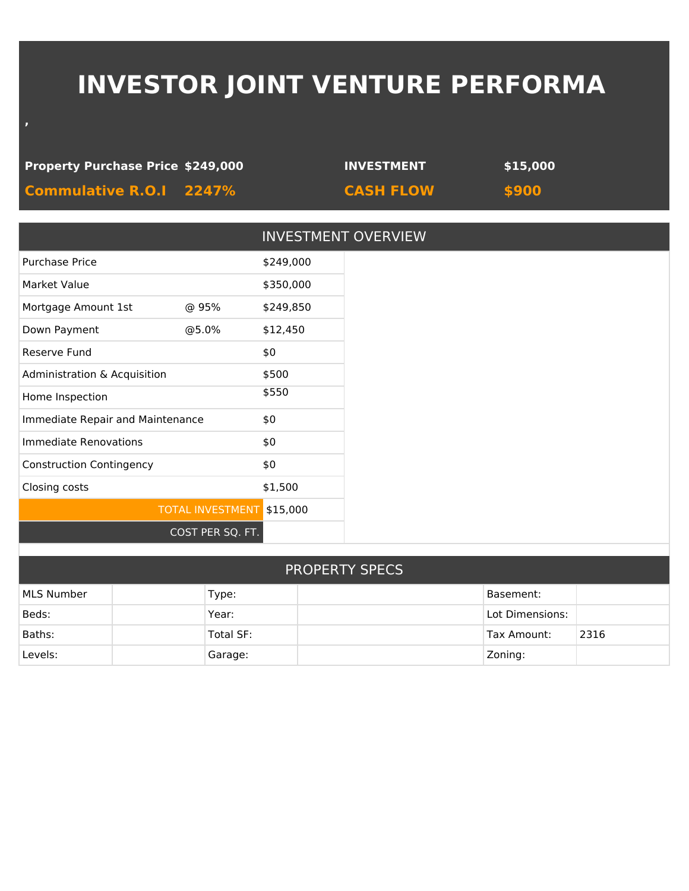# INVESTOR JOINT VENTURE PERFORMA

,

| | | | |
|---|---|---|---|
| **Property Purchase Price** | **$249,000** | **INVESTMENT** | **$15,000** |
| **Commulative R.O.I** | **2247%** | **CASH FLOW** | **$900** |

## INVESTMENT OVERVIEW

| | | |
|---|---|---|
| Purchase Price | | $249,000 |
| Market Value | | $350,000 |
| Mortgage Amount 1st | @ 95% | $249,850 |
| Down Payment | @5.0% | $12,450 |
| Reserve Fund | | $0 |
| Administration & Acquisition | | $500 |
| Home Inspection | | $550 |
| Immediate Repair and Maintenance | | $0 |
| Immediate Renovations | | $0 |
| Construction Contingency | | $0 |
| Closing costs | | $1,500 |
| | TOTAL INVESTMENT | $15,000 |
| | COST PER SQ. FT. | |

## PROPERTY SPECS

| | | | | | |
|---|---|---|---|---|---|
| MLS Number | | Type: | | Basement: | |
| Beds: | | Year: | | Lot Dimensions: | |
| Baths: | | Total SF: | | Tax Amount: | 2316 |
| Levels: | | Garage: | | Zoning: | |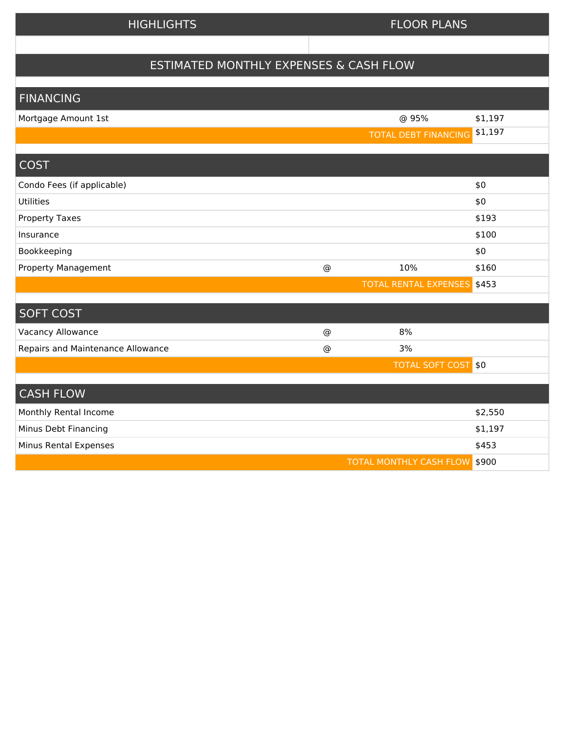| HIGHLIGHTS | FLOOR PLANS |
| --- | --- |
| | |

## ESTIMATED MONTHLY EXPENSES & CASH FLOW

| FINANCING | | | |
| --- | --- | --- | --- |
| Mortgage Amount 1st | | @ 95% | $1,197 |
| | | TOTAL DEBT FINANCING | $1,197 |

| COST | | | |
| --- | --- | --- | --- |
| Condo Fees (if applicable) | | | $0 |
| Utilities | | | $0 |
| Property Taxes | | | $193 |
| Insurance | | | $100 |
| Bookkeeping | | | $0 |
| Property Management | @ | 10% | $160 |
| | | TOTAL RENTAL EXPENSES | $453 |

| SOFT COST | | | |
| --- | --- | --- | --- |
| Vacancy Allowance | @ | 8% | |
| Repairs and Maintenance Allowance | @ | 3% | |
| | | TOTAL SOFT COST | $0 |

| CASH FLOW | |
| --- | --- |
| Monthly Rental Income | $2,550 |
| Minus Debt Financing | $1,197 |
| Minus Rental Expenses | $453 |
| TOTAL MONTHLY CASH FLOW | $900 |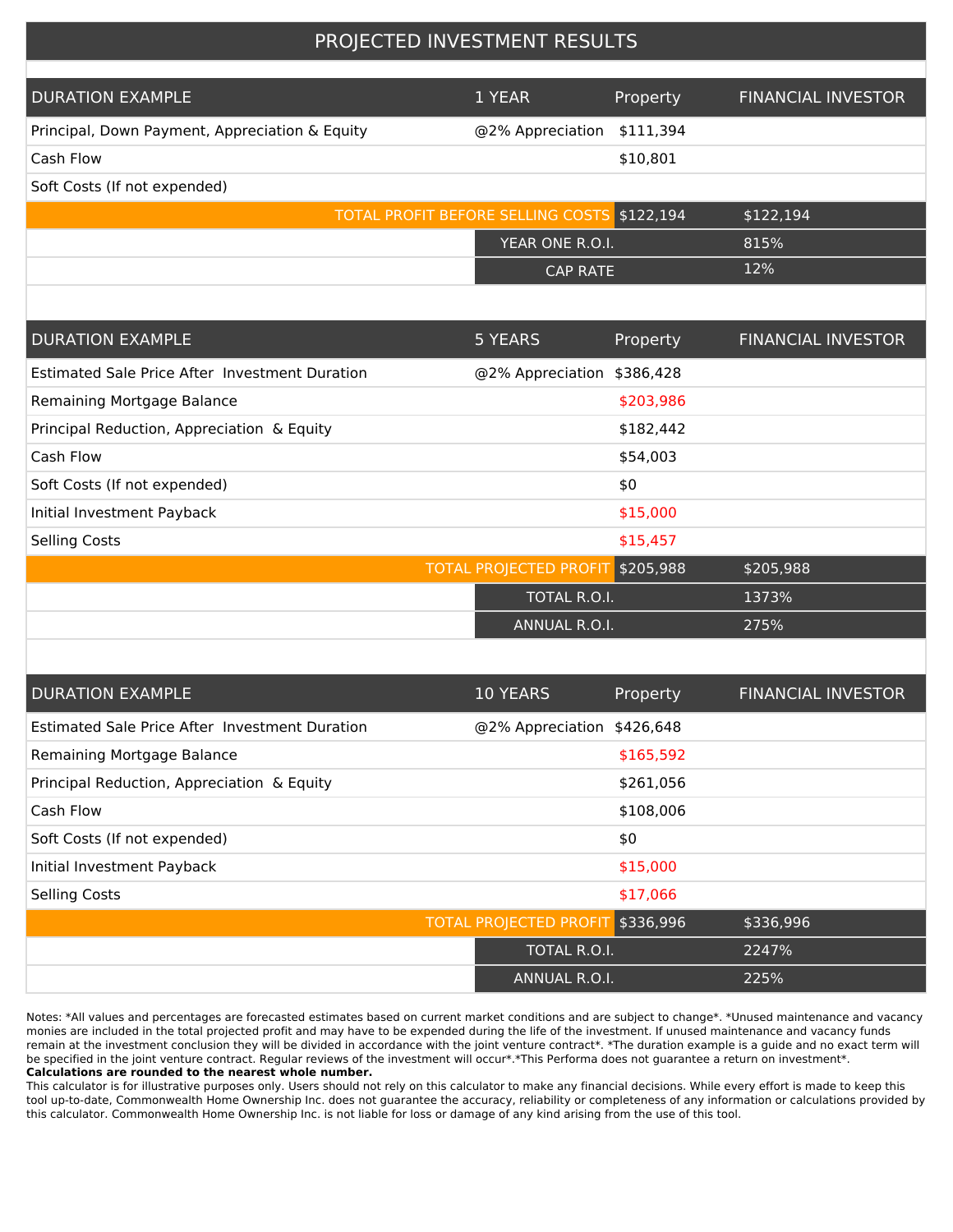# PROJECTED INVESTMENT RESULTS

| DURATION EXAMPLE | 1 YEAR | Property | FINANCIAL INVESTOR |
|---|---|---|---|
| Principal, Down Payment, Appreciation & Equity | @2% Appreciation | $111,394 | |
| Cash Flow | | $10,801 | |
| Soft Costs (If not expended) | | | |
| TOTAL PROFIT BEFORE SELLING COSTS | | $122,194 | $122,194 |
| | YEAR ONE R.O.I. | | 815% |
| | CAP RATE | | 12% |

| DURATION EXAMPLE | 5 YEARS | Property | FINANCIAL INVESTOR |
|---|---|---|---|
| Estimated Sale Price After Investment Duration | @2% Appreciation | $386,428 | |
| Remaining Mortgage Balance | | $203,986 | |
| Principal Reduction, Appreciation & Equity | | $182,442 | |
| Cash Flow | | $54,003 | |
| Soft Costs (If not expended) | | $0 | |
| Initial Investment Payback | | $15,000 | |
| Selling Costs | | $15,457 | |
| TOTAL PROJECTED PROFIT | | $205,988 | $205,988 |
| | TOTAL R.O.I. | | 1373% |
| | ANNUAL R.O.I. | | 275% |

| DURATION EXAMPLE | 10 YEARS | Property | FINANCIAL INVESTOR |
|---|---|---|---|
| Estimated Sale Price After Investment Duration | @2% Appreciation | $426,648 | |
| Remaining Mortgage Balance | | $165,592 | |
| Principal Reduction, Appreciation & Equity | | $261,056 | |
| Cash Flow | | $108,006 | |
| Soft Costs (If not expended) | | $0 | |
| Initial Investment Payback | | $15,000 | |
| Selling Costs | | $17,066 | |
| TOTAL PROJECTED PROFIT | | $336,996 | $336,996 |
| | TOTAL R.O.I. | | 2247% |
| | ANNUAL R.O.I. | | 225% |

Notes: *All values and percentages are forecasted estimates based on current market conditions and are subject to change*. *Unused maintenance and vacancy monies are included in the total projected profit and may have to be expended during the life of the investment. If unused maintenance and vacancy funds remain at the investment conclusion they will be divided in accordance with the joint venture contract*. *The duration example is a guide and no exact term will be specified in the joint venture contract. Regular reviews of the investment will occur*.*This Performa does not guarantee a return on investment*.

**Calculations are rounded to the nearest whole number.**

This calculator is for illustrative purposes only. Users should not rely on this calculator to make any financial decisions. While every effort is made to keep this tool up-to-date, Commonwealth Home Ownership Inc. does not guarantee the accuracy, reliability or completeness of any information or calculations provided by this calculator. Commonwealth Home Ownership Inc. is not liable for loss or damage of any kind arising from the use of this tool.